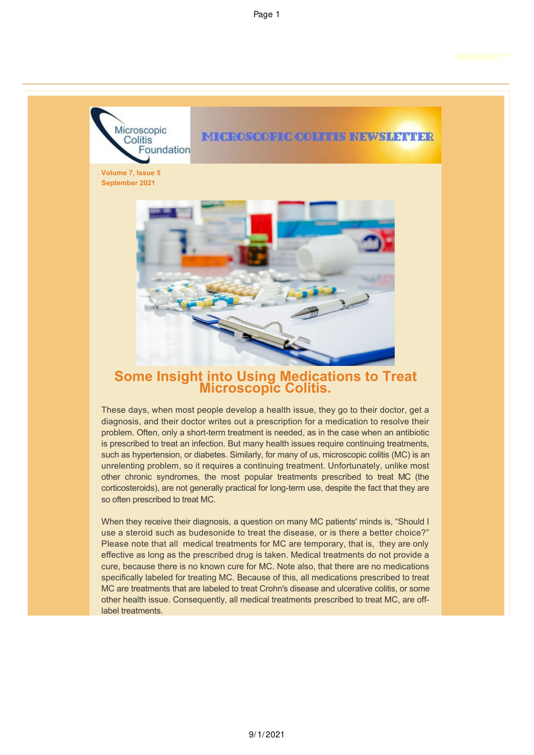Microscopic Colitis Foundation

MICROSCOPIC COLITIS NEWSLETTER

**Volume 7, Issue 5**
**September 2021**

# Some Insight into Using Medications to Treat Microscopic Colitis.

These days, when most people develop a health issue, they go to their doctor, get a diagnosis, and their doctor writes out a prescription for a medication to resolve their problem. Often, only a short-term treatment is needed, as in the case when an antibiotic is prescribed to treat an infection. But many health issues require continuing treatments, such as hypertension, or diabetes. Similarly, for many of us, microscopic colitis (MC) is an unrelenting problem, so it requires a continuing treatment. Unfortunately, unlike most other chronic syndromes, the most popular treatments prescribed to treat MC (the corticosteroids), are not generally practical for long-term use, despite the fact that they are so often prescribed to treat MC.

When they receive their diagnosis, a question on many MC patients' minds is, "Should I use a steroid such as budesonide to treat the disease, or is there a better choice?" Please note that all medical treatments for MC are temporary, that is, they are only effective as long as the prescribed drug is taken. Medical treatments do not provide a cure, because there is no known cure for MC. Note also, that there are no medications specifically labeled for treating MC. Because of this, all medications prescribed to treat MC are treatments that are labeled to treat Crohn's disease and ulcerative colitis, or some other health issue. Consequently, all medical treatments prescribed to treat MC, are off-label treatments.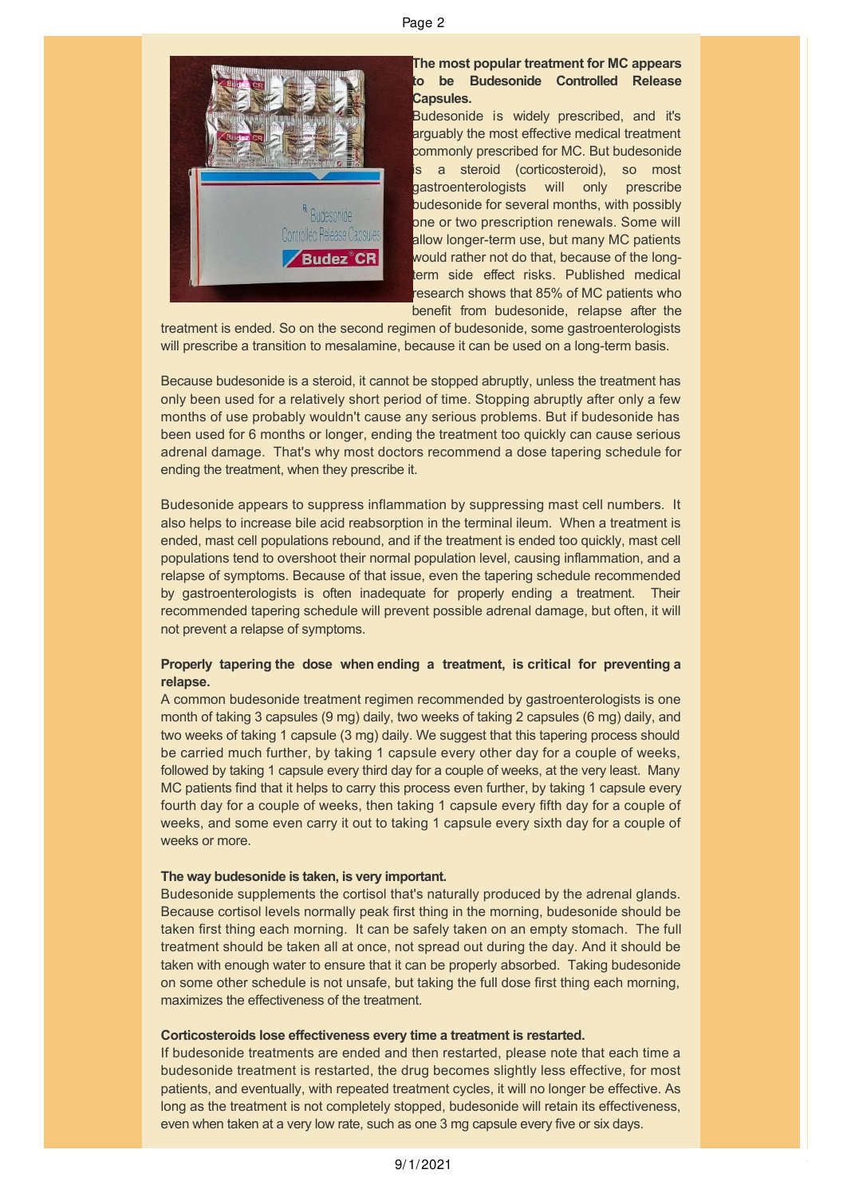**The most popular treatment for MC appears to be Budesonide Controlled Release Capsules.**

Budesonide is widely prescribed, and it's arguably the most effective medical treatment commonly prescribed for MC. But budesonide is a steroid (corticosteroid), so most gastroenterologists will only prescribe budesonide for several months, with possibly one or two prescription renewals. Some will allow longer-term use, but many MC patients would rather not do that, because of the long-term side effect risks. Published medical research shows that 85% of MC patients who benefit from budesonide, relapse after the treatment is ended. So on the second regimen of budesonide, some gastroenterologists will prescribe a transition to mesalamine, because it can be used on a long-term basis.

Because budesonide is a steroid, it cannot be stopped abruptly, unless the treatment has only been used for a relatively short period of time. Stopping abruptly after only a few months of use probably wouldn't cause any serious problems. But if budesonide has been used for 6 months or longer, ending the treatment too quickly can cause serious adrenal damage. That's why most doctors recommend a dose tapering schedule for ending the treatment, when they prescribe it.

Budesonide appears to suppress inflammation by suppressing mast cell numbers. It also helps to increase bile acid reabsorption in the terminal ileum. When a treatment is ended, mast cell populations rebound, and if the treatment is ended too quickly, mast cell populations tend to overshoot their normal population level, causing inflammation, and a relapse of symptoms. Because of that issue, even the tapering schedule recommended by gastroenterologists is often inadequate for properly ending a treatment. Their recommended tapering schedule will prevent possible adrenal damage, but often, it will not prevent a relapse of symptoms.

**Properly tapering the dose when ending a treatment, is critical for preventing a relapse.**

A common budesonide treatment regimen recommended by gastroenterologists is one month of taking 3 capsules (9 mg) daily, two weeks of taking 2 capsules (6 mg) daily, and two weeks of taking 1 capsule (3 mg) daily. We suggest that this tapering process should be carried much further, by taking 1 capsule every other day for a couple of weeks, followed by taking 1 capsule every third day for a couple of weeks, at the very least. Many MC patients find that it helps to carry this process even further, by taking 1 capsule every fourth day for a couple of weeks, then taking 1 capsule every fifth day for a couple of weeks, and some even carry it out to taking 1 capsule every sixth day for a couple of weeks or more.

**The way budesonide is taken, is very important.**

Budesonide supplements the cortisol that's naturally produced by the adrenal glands. Because cortisol levels normally peak first thing in the morning, budesonide should be taken first thing each morning. It can be safely taken on an empty stomach. The full treatment should be taken all at once, not spread out during the day. And it should be taken with enough water to ensure that it can be properly absorbed. Taking budesonide on some other schedule is not unsafe, but taking the full dose first thing each morning, maximizes the effectiveness of the treatment.

**Corticosteroids lose effectiveness every time a treatment is restarted.**

If budesonide treatments are ended and then restarted, please note that each time a budesonide treatment is restarted, the drug becomes slightly less effective, for most patients, and eventually, with repeated treatment cycles, it will no longer be effective. As long as the treatment is not completely stopped, budesonide will retain its effectiveness, even when taken at a very low rate, such as one 3 mg capsule every five or six days.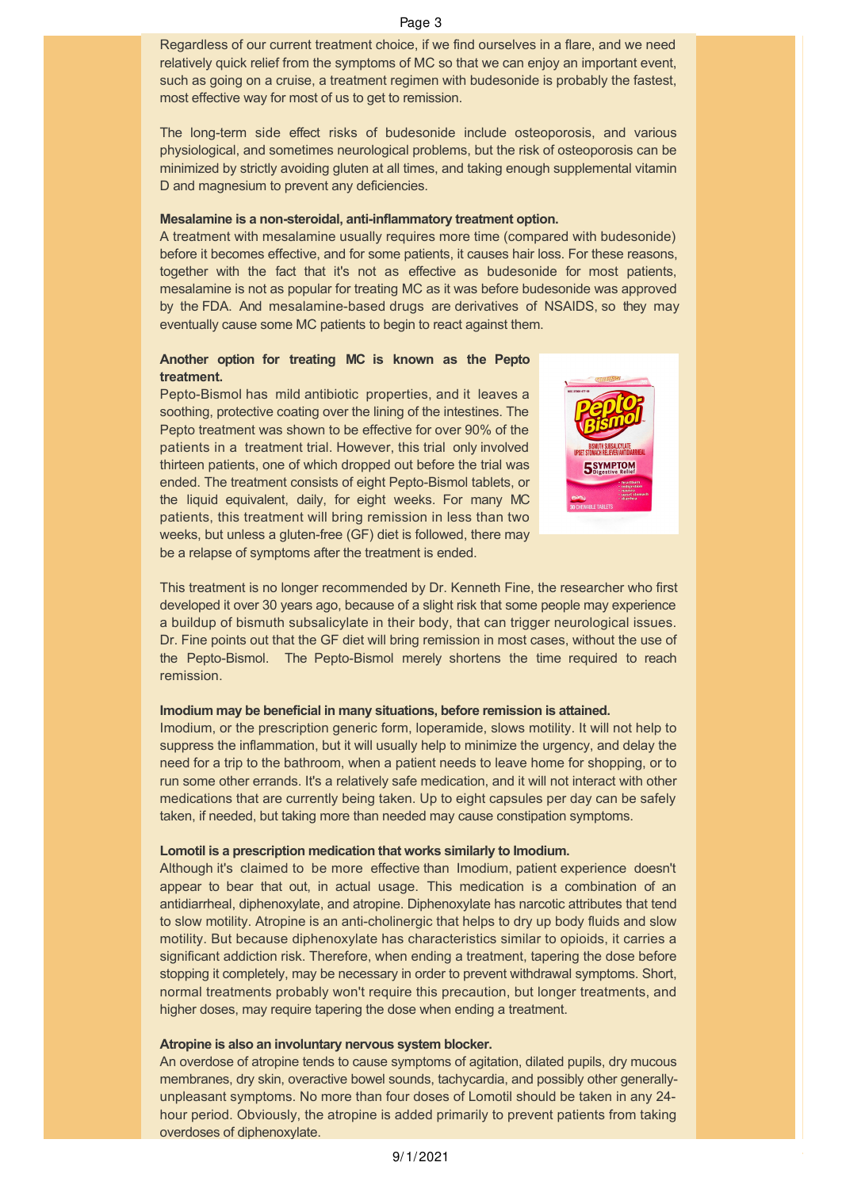Regardless of our current treatment choice, if we find ourselves in a flare, and we need relatively quick relief from the symptoms of MC so that we can enjoy an important event, such as going on a cruise, a treatment regimen with budesonide is probably the fastest, most effective way for most of us to get to remission.

The long-term side effect risks of budesonide include osteoporosis, and various physiological, and sometimes neurological problems, but the risk of osteoporosis can be minimized by strictly avoiding gluten at all times, and taking enough supplemental vitamin D and magnesium to prevent any deficiencies.

**Mesalamine is a non-steroidal, anti-inflammatory treatment option.**

A treatment with mesalamine usually requires more time (compared with budesonide) before it becomes effective, and for some patients, it causes hair loss. For these reasons, together with the fact that it's not as effective as budesonide for most patients, mesalamine is not as popular for treating MC as it was before budesonide was approved by the FDA. And mesalamine-based drugs are derivatives of NSAIDS, so they may eventually cause some MC patients to begin to react against them.

**Another option for treating MC is known as the Pepto treatment.**

Pepto-Bismol has mild antibiotic properties, and it leaves a soothing, protective coating over the lining of the intestines. The Pepto treatment was shown to be effective for over 90% of the patients in a treatment trial. However, this trial only involved thirteen patients, one of which dropped out before the trial was ended. The treatment consists of eight Pepto-Bismol tablets, or the liquid equivalent, daily, for eight weeks. For many MC patients, this treatment will bring remission in less than two weeks, but unless a gluten-free (GF) diet is followed, there may be a relapse of symptoms after the treatment is ended.

This treatment is no longer recommended by Dr. Kenneth Fine, the researcher who first developed it over 30 years ago, because of a slight risk that some people may experience a buildup of bismuth subsalicylate in their body, that can trigger neurological issues. Dr. Fine points out that the GF diet will bring remission in most cases, without the use of the Pepto-Bismol. The Pepto-Bismol merely shortens the time required to reach remission.

**Imodium may be beneficial in many situations, before remission is attained.**

Imodium, or the prescription generic form, loperamide, slows motility. It will not help to suppress the inflammation, but it will usually help to minimize the urgency, and delay the need for a trip to the bathroom, when a patient needs to leave home for shopping, or to run some other errands. It's a relatively safe medication, and it will not interact with other medications that are currently being taken. Up to eight capsules per day can be safely taken, if needed, but taking more than needed may cause constipation symptoms.

**Lomotil is a prescription medication that works similarly to Imodium.**

Although it's claimed to be more effective than Imodium, patient experience doesn't appear to bear that out, in actual usage. This medication is a combination of an antidiarrheal, diphenoxylate, and atropine. Diphenoxylate has narcotic attributes that tend to slow motility. Atropine is an anti-cholinergic that helps to dry up body fluids and slow motility. But because diphenoxylate has characteristics similar to opioids, it carries a significant addiction risk. Therefore, when ending a treatment, tapering the dose before stopping it completely, may be necessary in order to prevent withdrawal symptoms. Short, normal treatments probably won't require this precaution, but longer treatments, and higher doses, may require tapering the dose when ending a treatment.

**Atropine is also an involuntary nervous system blocker.**

An overdose of atropine tends to cause symptoms of agitation, dilated pupils, dry mucous membranes, dry skin, overactive bowel sounds, tachycardia, and possibly other generally-unpleasant symptoms. No more than four doses of Lomotil should be taken in any 24-hour period. Obviously, the atropine is added primarily to prevent patients from taking overdoses of diphenoxylate.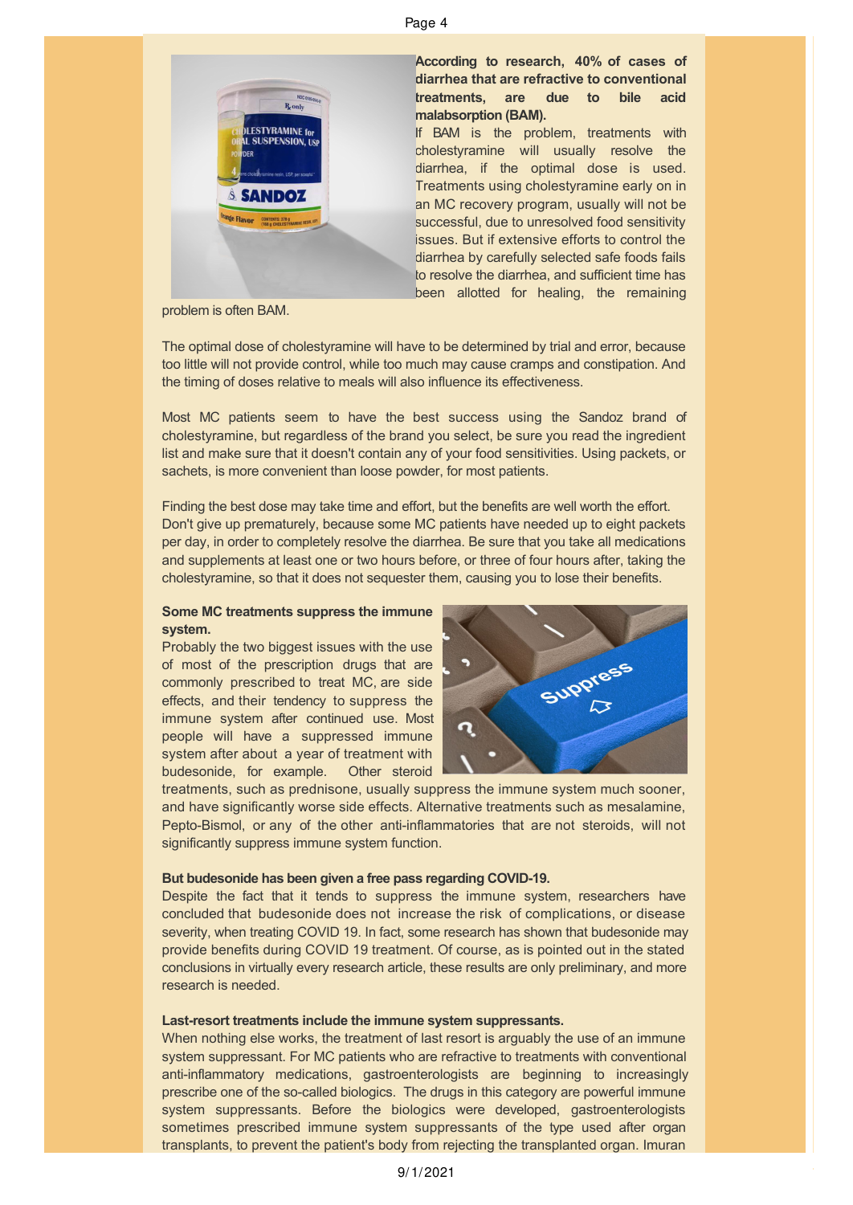**According to research, 40% of cases of diarrhea that are refractive to conventional treatments, are due to bile acid malabsorption (BAM).**

If BAM is the problem, treatments with cholestyramine will usually resolve the diarrhea, if the optimal dose is used. Treatments using cholestyramine early on in an MC recovery program, usually will not be successful, due to unresolved food sensitivity issues. But if extensive efforts to control the diarrhea by carefully selected safe foods fails to resolve the diarrhea, and sufficient time has been allotted for healing, the remaining problem is often BAM.

The optimal dose of cholestyramine will have to be determined by trial and error, because too little will not provide control, while too much may cause cramps and constipation. And the timing of doses relative to meals will also influence its effectiveness.

Most MC patients seem to have the best success using the Sandoz brand of cholestyramine, but regardless of the brand you select, be sure you read the ingredient list and make sure that it doesn't contain any of your food sensitivities. Using packets, or sachets, is more convenient than loose powder, for most patients.

Finding the best dose may take time and effort, but the benefits are well worth the effort. Don't give up prematurely, because some MC patients have needed up to eight packets per day, in order to completely resolve the diarrhea. Be sure that you take all medications and supplements at least one or two hours before, or three of four hours after, taking the cholestyramine, so that it does not sequester them, causing you to lose their benefits.

**Some MC treatments suppress the immune system.**

Probably the two biggest issues with the use of most of the prescription drugs that are commonly prescribed to treat MC, are side effects, and their tendency to suppress the immune system after continued use. Most people will have a suppressed immune system after about a year of treatment with budesonide, for example. Other steroid treatments, such as prednisone, usually suppress the immune system much sooner, and have significantly worse side effects. Alternative treatments such as mesalamine, Pepto-Bismol, or any of the other anti-inflammatories that are not steroids, will not significantly suppress immune system function.

**But budesonide has been given a free pass regarding COVID-19.**

Despite the fact that it tends to suppress the immune system, researchers have concluded that budesonide does not increase the risk of complications, or disease severity, when treating COVID 19. In fact, some research has shown that budesonide may provide benefits during COVID 19 treatment. Of course, as is pointed out in the stated conclusions in virtually every research article, these results are only preliminary, and more research is needed.

**Last-resort treatments include the immune system suppressants.**

When nothing else works, the treatment of last resort is arguably the use of an immune system suppressant. For MC patients who are refractive to treatments with conventional anti-inflammatory medications, gastroenterologists are beginning to increasingly prescribe one of the so-called biologics. The drugs in this category are powerful immune system suppressants. Before the biologics were developed, gastroenterologists sometimes prescribed immune system suppressants of the type used after organ transplants, to prevent the patient's body from rejecting the transplanted organ. Imuran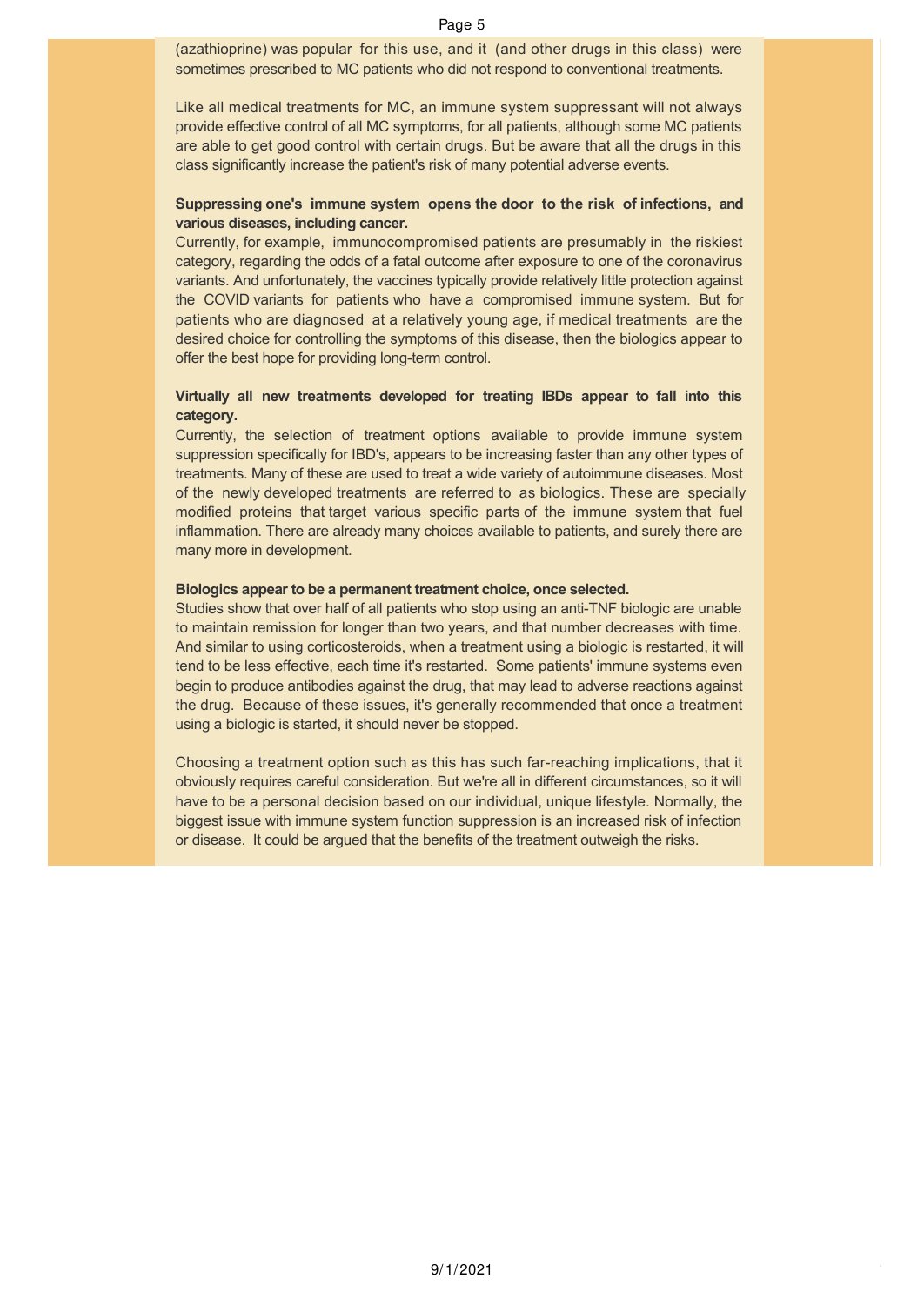(azathioprine) was popular for this use, and it (and other drugs in this class) were sometimes prescribed to MC patients who did not respond to conventional treatments.

Like all medical treatments for MC, an immune system suppressant will not always provide effective control of all MC symptoms, for all patients, although some MC patients are able to get good control with certain drugs. But be aware that all the drugs in this class significantly increase the patient's risk of many potential adverse events.

**Suppressing one's immune system opens the door to the risk of infections, and various diseases, including cancer.**

Currently, for example, immunocompromised patients are presumably in the riskiest category, regarding the odds of a fatal outcome after exposure to one of the coronavirus variants. And unfortunately, the vaccines typically provide relatively little protection against the COVID variants for patients who have a compromised immune system. But for patients who are diagnosed at a relatively young age, if medical treatments are the desired choice for controlling the symptoms of this disease, then the biologics appear to offer the best hope for providing long-term control.

**Virtually all new treatments developed for treating IBDs appear to fall into this category.**

Currently, the selection of treatment options available to provide immune system suppression specifically for IBD's, appears to be increasing faster than any other types of treatments. Many of these are used to treat a wide variety of autoimmune diseases. Most of the newly developed treatments are referred to as biologics. These are specially modified proteins that target various specific parts of the immune system that fuel inflammation. There are already many choices available to patients, and surely there are many more in development.

**Biologics appear to be a permanent treatment choice, once selected.**

Studies show that over half of all patients who stop using an anti-TNF biologic are unable to maintain remission for longer than two years, and that number decreases with time. And similar to using corticosteroids, when a treatment using a biologic is restarted, it will tend to be less effective, each time it's restarted. Some patients' immune systems even begin to produce antibodies against the drug, that may lead to adverse reactions against the drug. Because of these issues, it's generally recommended that once a treatment using a biologic is started, it should never be stopped.

Choosing a treatment option such as this has such far-reaching implications, that it obviously requires careful consideration. But we're all in different circumstances, so it will have to be a personal decision based on our individual, unique lifestyle. Normally, the biggest issue with immune system function suppression is an increased risk of infection or disease. It could be argued that the benefits of the treatment outweigh the risks.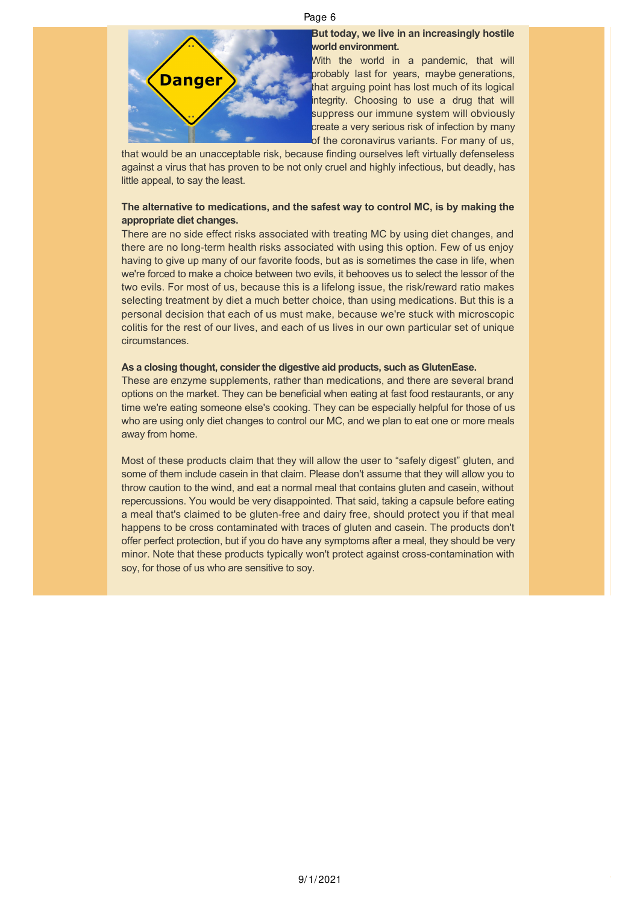**But today, we live in an increasingly hostile world environment.**

With the world in a pandemic, that will probably last for years, maybe generations, that arguing point has lost much of its logical integrity. Choosing to use a drug that will suppress our immune system will obviously create a very serious risk of infection by many of the coronavirus variants. For many of us, that would be an unacceptable risk, because finding ourselves left virtually defenseless against a virus that has proven to be not only cruel and highly infectious, but deadly, has little appeal, to say the least.

**The alternative to medications, and the safest way to control MC, is by making the appropriate diet changes.**

There are no side effect risks associated with treating MC by using diet changes, and there are no long-term health risks associated with using this option. Few of us enjoy having to give up many of our favorite foods, but as is sometimes the case in life, when we're forced to make a choice between two evils, it behooves us to select the lessor of the two evils. For most of us, because this is a lifelong issue, the risk/reward ratio makes selecting treatment by diet a much better choice, than using medications. But this is a personal decision that each of us must make, because we're stuck with microscopic colitis for the rest of our lives, and each of us lives in our own particular set of unique circumstances.

**As a closing thought, consider the digestive aid products, such as GlutenEase.**

These are enzyme supplements, rather than medications, and there are several brand options on the market. They can be beneficial when eating at fast food restaurants, or any time we're eating someone else's cooking. They can be especially helpful for those of us who are using only diet changes to control our MC, and we plan to eat one or more meals away from home.

Most of these products claim that they will allow the user to "safely digest" gluten, and some of them include casein in that claim. Please don't assume that they will allow you to throw caution to the wind, and eat a normal meal that contains gluten and casein, without repercussions. You would be very disappointed. That said, taking a capsule before eating a meal that's claimed to be gluten-free and dairy free, should protect you if that meal happens to be cross contaminated with traces of gluten and casein. The products don't offer perfect protection, but if you do have any symptoms after a meal, they should be very minor. Note that these products typically won't protect against cross-contamination with soy, for those of us who are sensitive to soy.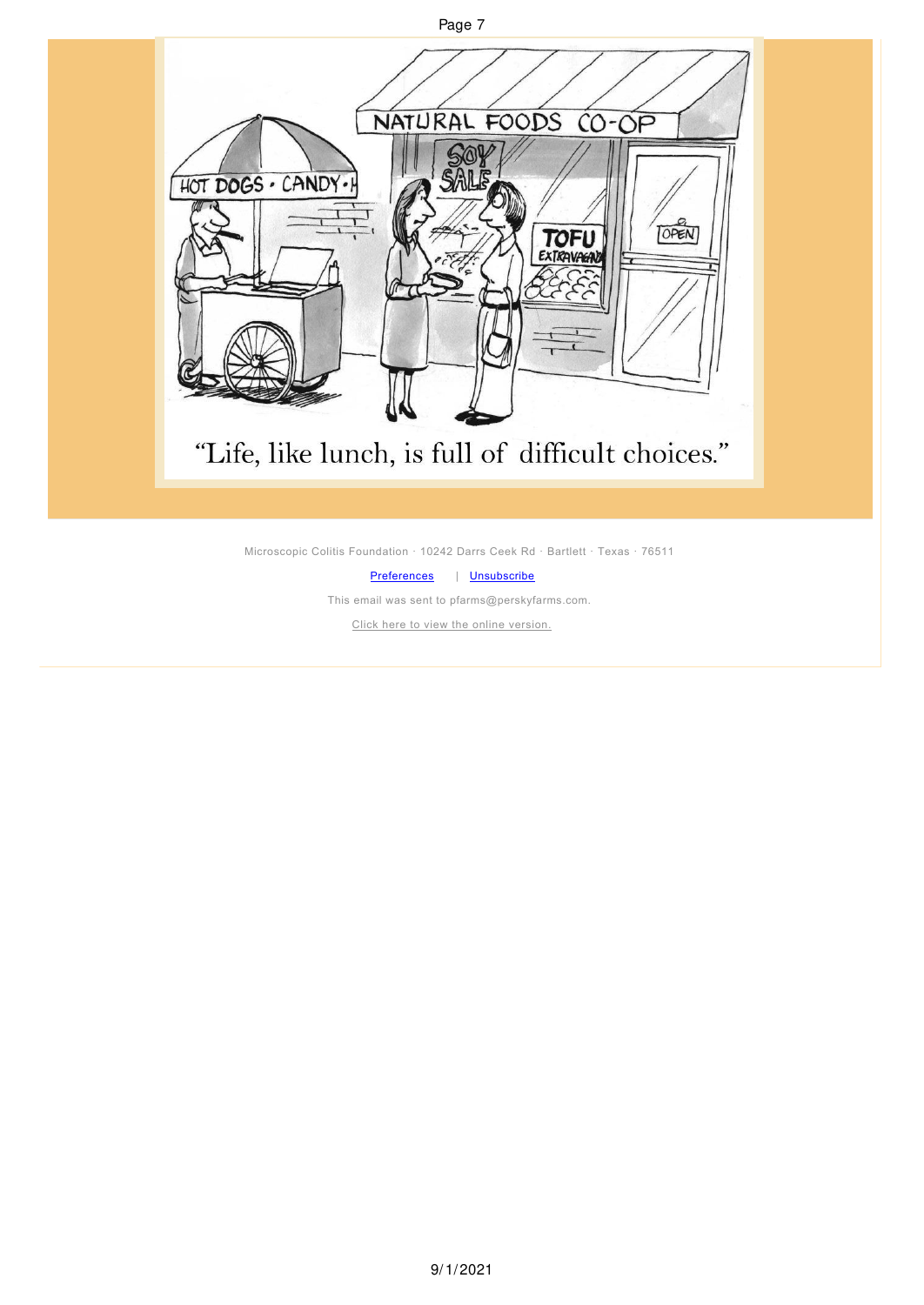"Life, like lunch, is full of difficult choices."

Microscopic Colitis Foundation · 10242 Darrs Ceek Rd · Bartlett · Texas · 76511

Preferences | Unsubscribe

This email was sent to pfarms@perskyfarms.com.

Click here to view the online version.